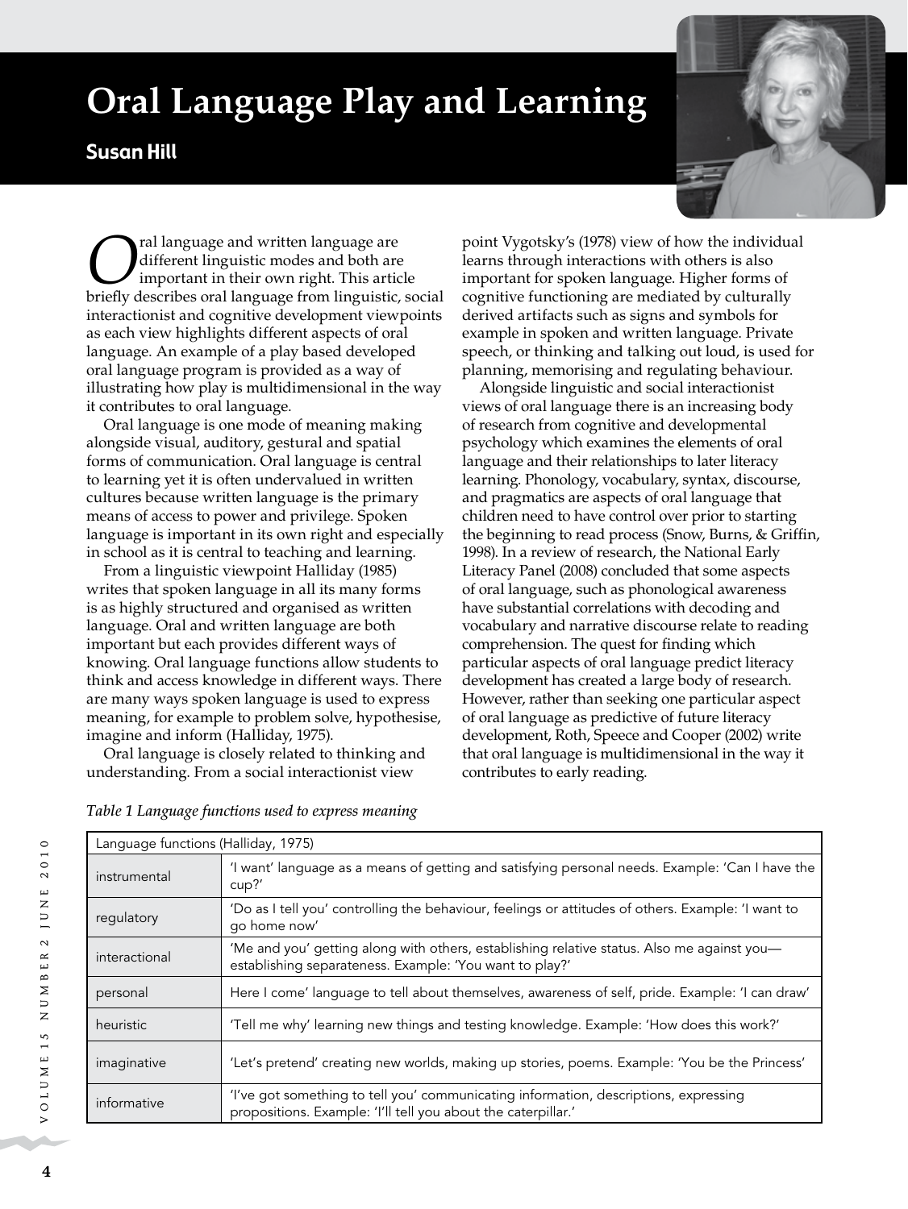# Oral Language Play and Learning

**Susan Hill**

Oral language and written language are different linguistic modes and both are important in their own right. This article briefly describes oral language from linguistic, social interactionist and cognitive development viewpoints as each view highlights different aspects of oral language. An example of a play based developed oral language program is provided as a way of illustrating how play is multidimensional in the way it contributes to oral language.

Oral language is one mode of meaning making alongside visual, auditory, gestural and spatial forms of communication. Oral language is central to learning yet it is often undervalued in written cultures because written language is the primary means of access to power and privilege. Spoken language is important in its own right and especially in school as it is central to teaching and learning.

From a linguistic viewpoint Halliday (1985) writes that spoken language in all its many forms is as highly structured and organised as written language. Oral and written language are both important but each provides different ways of knowing. Oral language functions allow students to think and access knowledge in different ways. There are many ways spoken language is used to express meaning, for example to problem solve, hypothesise, imagine and inform (Halliday, 1975).

Oral language is closely related to thinking and understanding. From a social interactionist view point Vygotsky's (1978) view of how the individual learns through interactions with others is also important for spoken language. Higher forms of cognitive functioning are mediated by culturally derived artifacts such as signs and symbols for example in spoken and written language. Private speech, or thinking and talking out loud, is used for planning, memorising and regulating behaviour.

Alongside linguistic and social interactionist views of oral language there is an increasing body of research from cognitive and developmental psychology which examines the elements of oral language and their relationships to later literacy learning. Phonology, vocabulary, syntax, discourse, and pragmatics are aspects of oral language that children need to have control over prior to starting the beginning to read process (Snow, Burns, & Griffin, 1998). In a review of research, the National Early Literacy Panel (2008) concluded that some aspects of oral language, such as phonological awareness have substantial correlations with decoding and vocabulary and narrative discourse relate to reading comprehension. The quest for finding which particular aspects of oral language predict literacy development has created a large body of research. However, rather than seeking one particular aspect of oral language as predictive of future literacy development, Roth, Speece and Cooper (2002) write that oral language is multidimensional in the way it contributes to early reading.

*Table 1 Language functions used to express meaning*

| Language functions (Halliday, 1975) | |
|---|---|
| instrumental | 'I want' language as a means of getting and satisfying personal needs. Example: 'Can I have the cup?' |
| regulatory | 'Do as I tell you' controlling the behaviour, feelings or attitudes of others. Example: 'I want to go home now' |
| interactional | 'Me and you' getting along with others, establishing relative status. Also me against you—establishing separateness. Example: 'You want to play?' |
| personal | Here I come' language to tell about themselves, awareness of self, pride. Example: 'I can draw' |
| heuristic | 'Tell me why' learning new things and testing knowledge. Example: 'How does this work?' |
| imaginative | 'Let's pretend' creating new worlds, making up stories, poems. Example: 'You be the Princess' |
| informative | 'I've got something to tell you' communicating information, descriptions, expressing propositions. Example: 'I'll tell you about the caterpillar.' |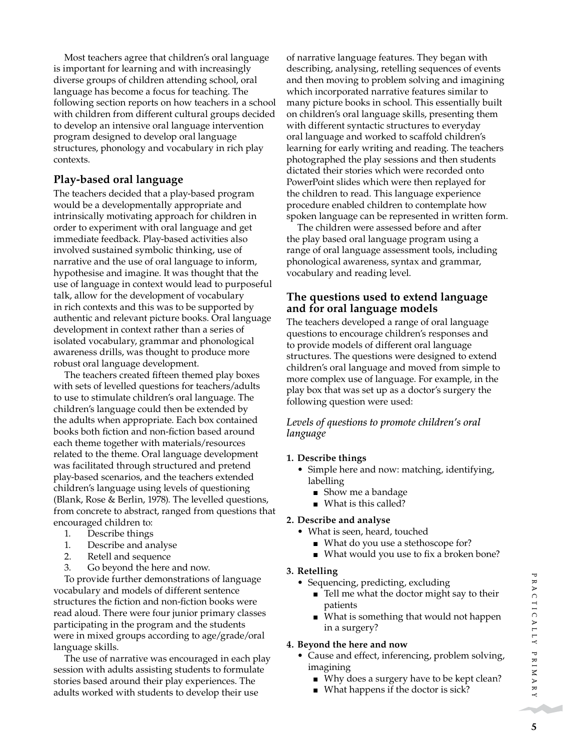Most teachers agree that children's oral language is important for learning and with increasingly diverse groups of children attending school, oral language has become a focus for teaching. The following section reports on how teachers in a school with children from different cultural groups decided to develop an intensive oral language intervention program designed to develop oral language structures, phonology and vocabulary in rich play contexts.

## Play-based oral language

The teachers decided that a play-based program would be a developmentally appropriate and intrinsically motivating approach for children in order to experiment with oral language and get immediate feedback. Play-based activities also involved sustained symbolic thinking, use of narrative and the use of oral language to inform, hypothesise and imagine. It was thought that the use of language in context would lead to purposeful talk, allow for the development of vocabulary in rich contexts and this was to be supported by authentic and relevant picture books. Oral language development in context rather than a series of isolated vocabulary, grammar and phonological awareness drills, was thought to produce more robust oral language development.

The teachers created fifteen themed play boxes with sets of levelled questions for teachers/adults to use to stimulate children's oral language. The children's language could then be extended by the adults when appropriate. Each box contained books both fiction and non-fiction based around each theme together with materials/resources related to the theme. Oral language development was facilitated through structured and pretend play-based scenarios, and the teachers extended children's language using levels of questioning (Blank, Rose & Berlin, 1978). The levelled questions, from concrete to abstract, ranged from questions that encouraged children to:

1. Describe things
1. Describe and analyse
2. Retell and sequence
3. Go beyond the here and now.

To provide further demonstrations of language vocabulary and models of different sentence structures the fiction and non-fiction books were read aloud. There were four junior primary classes participating in the program and the students were in mixed groups according to age/grade/oral language skills.

The use of narrative was encouraged in each play session with adults assisting students to formulate stories based around their play experiences. The adults worked with students to develop their use of narrative language features. They began with describing, analysing, retelling sequences of events and then moving to problem solving and imagining which incorporated narrative features similar to many picture books in school. This essentially built on children's oral language skills, presenting them with different syntactic structures to everyday oral language and worked to scaffold children's learning for early writing and reading. The teachers photographed the play sessions and then students dictated their stories which were recorded onto PowerPoint slides which were then replayed for the children to read. This language experience procedure enabled children to contemplate how spoken language can be represented in written form.

The children were assessed before and after the play based oral language program using a range of oral language assessment tools, including phonological awareness, syntax and grammar, vocabulary and reading level.

## The questions used to extend language and for oral language models

The teachers developed a range of oral language questions to encourage children's responses and to provide models of different oral language structures. The questions were designed to extend children's oral language and moved from simple to more complex use of language. For example, in the play box that was set up as a doctor's surgery the following question were used:

*Levels of questions to promote children's oral language*

**1. Describe things**

- Simple here and now: matching, identifying, labelling
  - Show me a bandage
  - What is this called?

**2. Describe and analyse**

- What is seen, heard, touched
  - What do you use a stethoscope for?
  - What would you use to fix a broken bone?

**3. Retelling**

- Sequencing, predicting, excluding
  - Tell me what the doctor might say to their patients
  - What is something that would not happen in a surgery?

**4. Beyond the here and now**

- Cause and effect, inferencing, problem solving, imagining
  - Why does a surgery have to be kept clean?
  - What happens if the doctor is sick?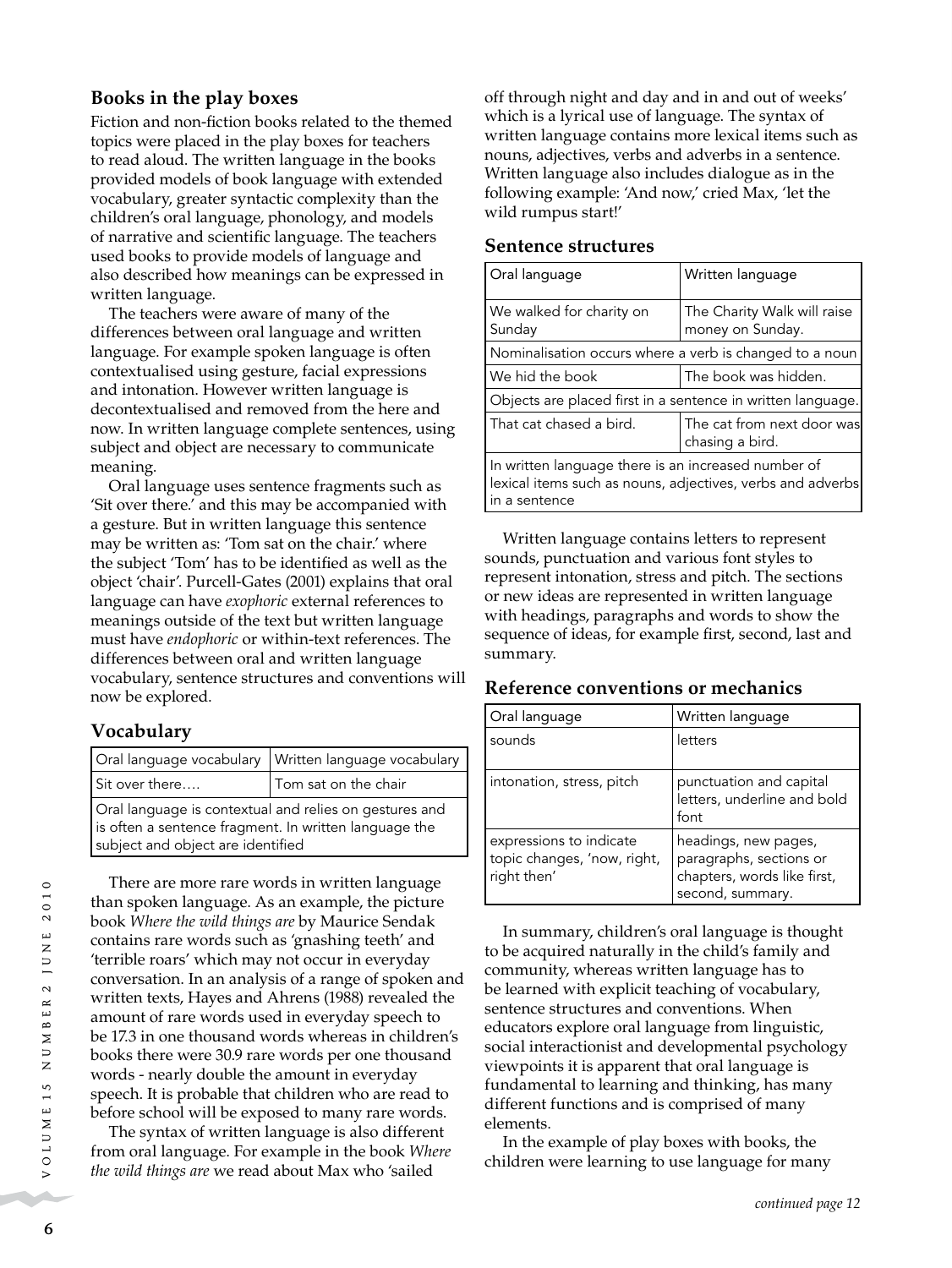## Books in the play boxes

Fiction and non-fiction books related to the themed topics were placed in the play boxes for teachers to read aloud. The written language in the books provided models of book language with extended vocabulary, greater syntactic complexity than the children's oral language, phonology, and models of narrative and scientific language. The teachers used books to provide models of language and also described how meanings can be expressed in written language.

The teachers were aware of many of the differences between oral language and written language. For example spoken language is often contextualised using gesture, facial expressions and intonation. However written language is decontextualised and removed from the here and now. In written language complete sentences, using subject and object are necessary to communicate meaning.

Oral language uses sentence fragments such as 'Sit over there.' and this may be accompanied with a gesture. But in written language this sentence may be written as: 'Tom sat on the chair.' where the subject 'Tom' has to be identified as well as the object 'chair'. Purcell-Gates (2001) explains that oral language can have *exophoric* external references to meanings outside of the text but written language must have *endophoric* or within-text references. The differences between oral and written language vocabulary, sentence structures and conventions will now be explored.

## Vocabulary

| Oral language vocabulary | Written language vocabulary |
|---|---|
| Sit over there…. | Tom sat on the chair |
| Oral language is contextual and relies on gestures and is often a sentence fragment. In written language the subject and object are identified | |

There are more rare words in written language than spoken language. As an example, the picture book *Where the wild things are* by Maurice Sendak contains rare words such as 'gnashing teeth' and 'terrible roars' which may not occur in everyday conversation. In an analysis of a range of spoken and written texts, Hayes and Ahrens (1988) revealed the amount of rare words used in everyday speech to be 17.3 in one thousand words whereas in children's books there were 30.9 rare words per one thousand words - nearly double the amount in everyday speech. It is probable that children who are read to before school will be exposed to many rare words.

The syntax of written language is also different from oral language. For example in the book *Where the wild things are* we read about Max who 'sailed off through night and day and in and out of weeks' which is a lyrical use of language. The syntax of written language contains more lexical items such as nouns, adjectives, verbs and adverbs in a sentence. Written language also includes dialogue as in the following example: 'And now,' cried Max, 'let the wild rumpus start!'

## Sentence structures

| Oral language | Written language |
|---|---|
| We walked for charity on Sunday | The Charity Walk will raise money on Sunday. |
| Nominalisation occurs where a verb is changed to a noun | |
| We hid the book | The book was hidden. |
| Objects are placed first in a sentence in written language. | |
| That cat chased a bird. | The cat from next door was chasing a bird. |
| In written language there is an increased number of lexical items such as nouns, adjectives, verbs and adverbs in a sentence | |

Written language contains letters to represent sounds, punctuation and various font styles to represent intonation, stress and pitch. The sections or new ideas are represented in written language with headings, paragraphs and words to show the sequence of ideas, for example first, second, last and summary.

## Reference conventions or mechanics

| Oral language | Written language |
|---|---|
| sounds | letters |
| intonation, stress, pitch | punctuation and capital letters, underline and bold font |
| expressions to indicate topic changes, 'now, right, right then' | headings, new pages, paragraphs, sections or chapters, words like first, second, summary. |

In summary, children's oral language is thought to be acquired naturally in the child's family and community, whereas written language has to be learned with explicit teaching of vocabulary, sentence structures and conventions. When educators explore oral language from linguistic, social interactionist and developmental psychology viewpoints it is apparent that oral language is fundamental to learning and thinking, has many different functions and is comprised of many elements.

In the example of play boxes with books, the children were learning to use language for many

*continued page 12*